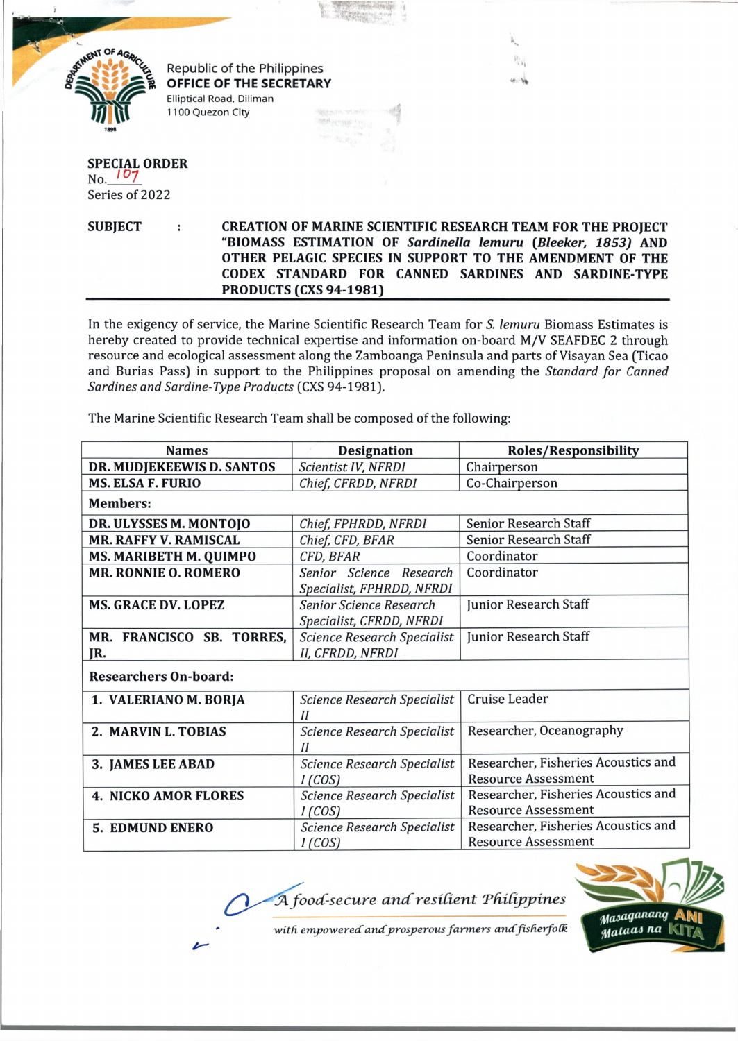Republic of the Philippines
**OFFICE OF THE SECRETARY**
Elliptical Road, Diliman
1100 Quezon City

**SPECIAL ORDER**
No. 107
Series of 2022

**SUBJECT : CREATION OF MARINE SCIENTIFIC RESEARCH TEAM FOR THE PROJECT "BIOMASS ESTIMATION OF *Sardinella lemuru* (*Bleeker, 1853*) AND OTHER PELAGIC SPECIES IN SUPPORT TO THE AMENDMENT OF THE CODEX STANDARD FOR CANNED SARDINES AND SARDINE-TYPE PRODUCTS (CXS 94-1981)**

In the exigency of service, the Marine Scientific Research Team for *S. lemuru* Biomass Estimates is hereby created to provide technical expertise and information on-board M/V SEAFDEC 2 through resource and ecological assessment along the Zamboanga Peninsula and parts of Visayan Sea (Ticao and Burias Pass) in support to the Philippines proposal on amending the *Standard for Canned Sardines and Sardine-Type Products* (CXS 94-1981).

The Marine Scientific Research Team shall be composed of the following:

| Names | Designation | Roles/Responsibility |
|---|---|---|
| **DR. MUDJEKEEWIS D. SANTOS** | *Scientist IV, NFRDI* | Chairperson |
| **MS. ELSA F. FURIO** | *Chief, CFRDD, NFRDI* | Co-Chairperson |
| **Members:** | | |
| **DR. ULYSSES M. MONTOJO** | *Chief, FPHRDD, NFRDI* | Senior Research Staff |
| **MR. RAFFY V. RAMISCAL** | *Chief, CFD, BFAR* | Senior Research Staff |
| **MS. MARIBETH M. QUIMPO** | *CFD, BFAR* | Coordinator |
| **MR. RONNIE O. ROMERO** | *Senior Science Research Specialist, FPHRDD, NFRDI* | Coordinator |
| **MS. GRACE DV. LOPEZ** | *Senior Science Research Specialist, CFRDD, NFRDI* | Junior Research Staff |
| **MR. FRANCISCO SB. TORRES, JR.** | *Science Research Specialist II, CFRDD, NFRDI* | Junior Research Staff |
| **Researchers On-board:** | | |
| **1. VALERIANO M. BORJA** | *Science Research Specialist II* | Cruise Leader |
| **2. MARVIN L. TOBIAS** | *Science Research Specialist II* | Researcher, Oceanography |
| **3. JAMES LEE ABAD** | *Science Research Specialist I (COS)* | Researcher, Fisheries Acoustics and Resource Assessment |
| **4. NICKO AMOR FLORES** | *Science Research Specialist I (COS)* | Researcher, Fisheries Acoustics and Resource Assessment |
| **5. EDMUND ENERO** | *Science Research Specialist I (COS)* | Researcher, Fisheries Acoustics and Resource Assessment |

*A food-secure and resilient Philippines with empowered and prosperous farmers and fisherfolk*

Masaganang ANI Mataas na KITA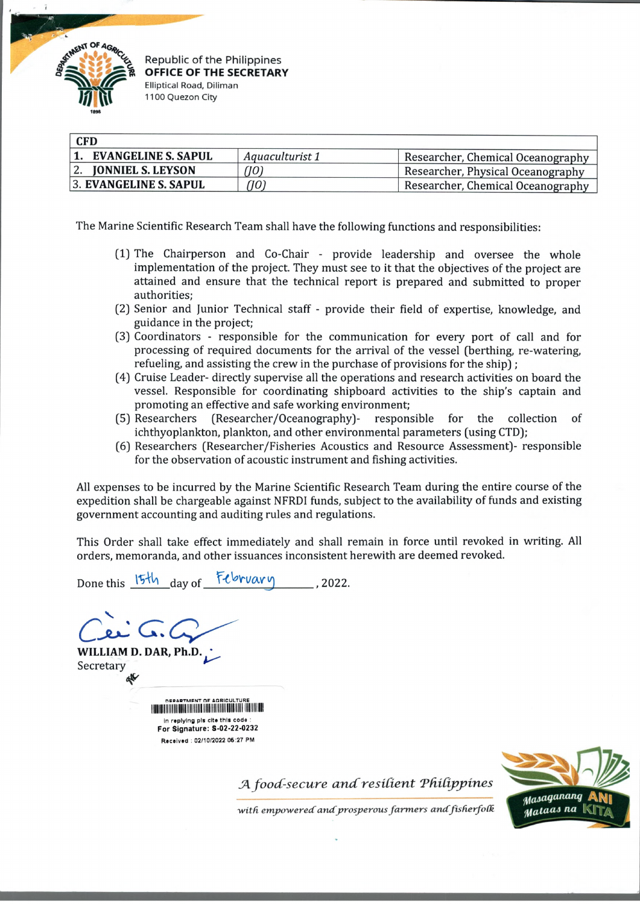Republic of the Philippines
**OFFICE OF THE SECRETARY**
Elliptical Road, Diliman
1100 Quezon City

| **CFD** | | |
|---|---|---|
| 1. **EVANGELINE S. SAPUL** | *Aquaculturist 1* | Researcher, Chemical Oceanography |
| 2. **JONNIEL S. LEYSON** | *(JO)* | Researcher, Physical Oceanography |
| 3. **EVANGELINE S. SAPUL** | *(JO)* | Researcher, Chemical Oceanography |

The Marine Scientific Research Team shall have the following functions and responsibilities:

(1) The Chairperson and Co-Chair - provide leadership and oversee the whole implementation of the project. They must see to it that the objectives of the project are attained and ensure that the technical report is prepared and submitted to proper authorities;
(2) Senior and Junior Technical staff - provide their field of expertise, knowledge, and guidance in the project;
(3) Coordinators - responsible for the communication for every port of call and for processing of required documents for the arrival of the vessel (berthing, re-watering, refueling, and assisting the crew in the purchase of provisions for the ship) ;
(4) Cruise Leader- directly supervise all the operations and research activities on board the vessel. Responsible for coordinating shipboard activities to the ship's captain and promoting an effective and safe working environment;
(5) Researchers (Researcher/Oceanography)- responsible for the collection of ichthyoplankton, plankton, and other environmental parameters (using CTD);
(6) Researchers (Researcher/Fisheries Acoustics and Resource Assessment)- responsible for the observation of acoustic instrument and fishing activities.

All expenses to be incurred by the Marine Scientific Research Team during the entire course of the expedition shall be chargeable against NFRDI funds, subject to the availability of funds and existing government accounting and auditing rules and regulations.

This Order shall take effect immediately and shall remain in force until revoked in writing. All orders, memoranda, and other issuances inconsistent herewith are deemed revoked.

Done this 15th day of February, 2022.

**WILLIAM D. DAR, Ph.D.**
Secretary

DEPARTMENT OF AGRICULTURE
In replying pls cite this code :
**For Signature: S-02-22-0232**
Received : 02/10/2022 05:27 PM

*A food-secure and resilient Philippines*
*with empowered and prosperous farmers and fisherfolk*

Masaganang ANI Mataas na KITA